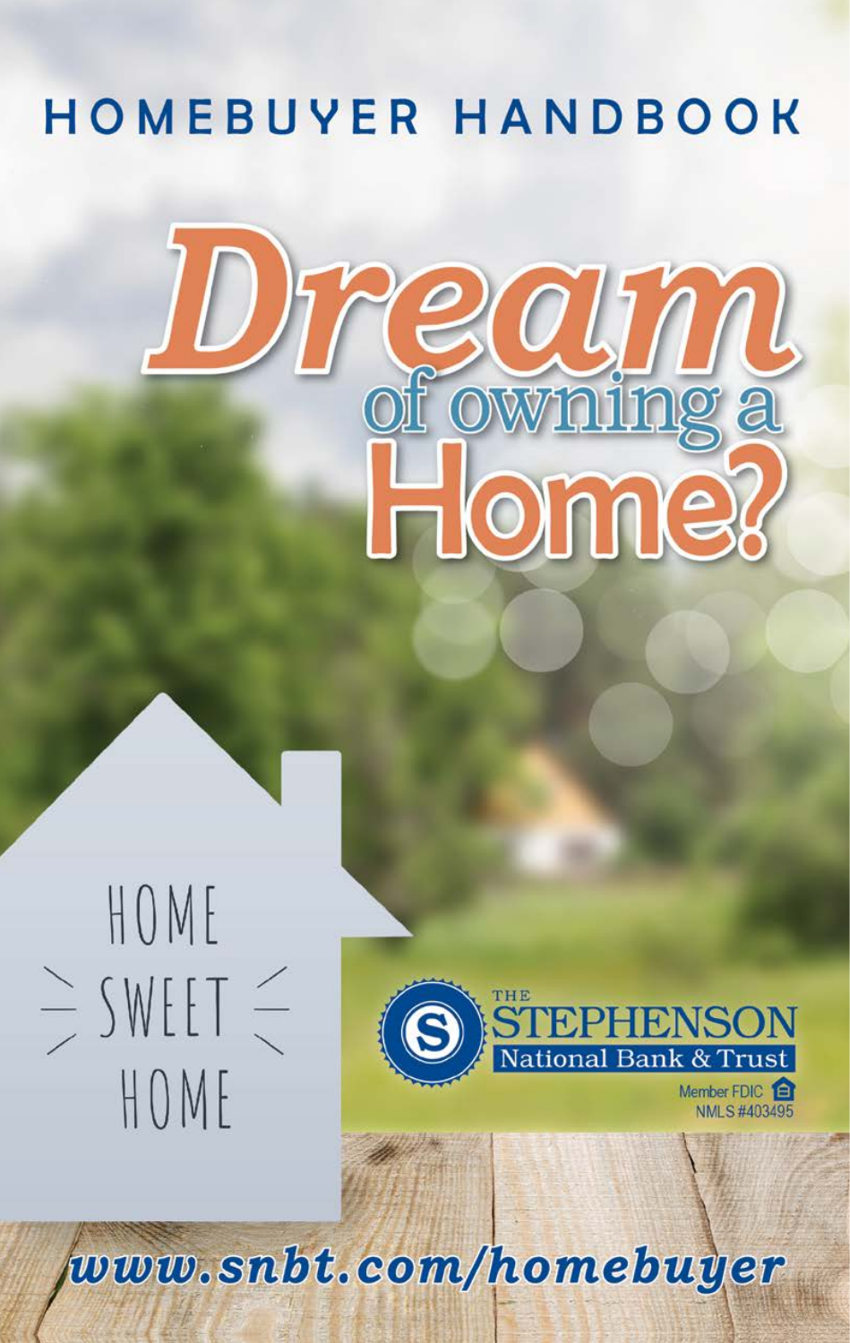# HOMEBUYER HANDBOOK

# Dream of owning a Home?

HOME SWEET HOME

THE STEPHENSON National Bank & Trust

Member FDIC
NMLS #403495

www.snbt.com/homebuyer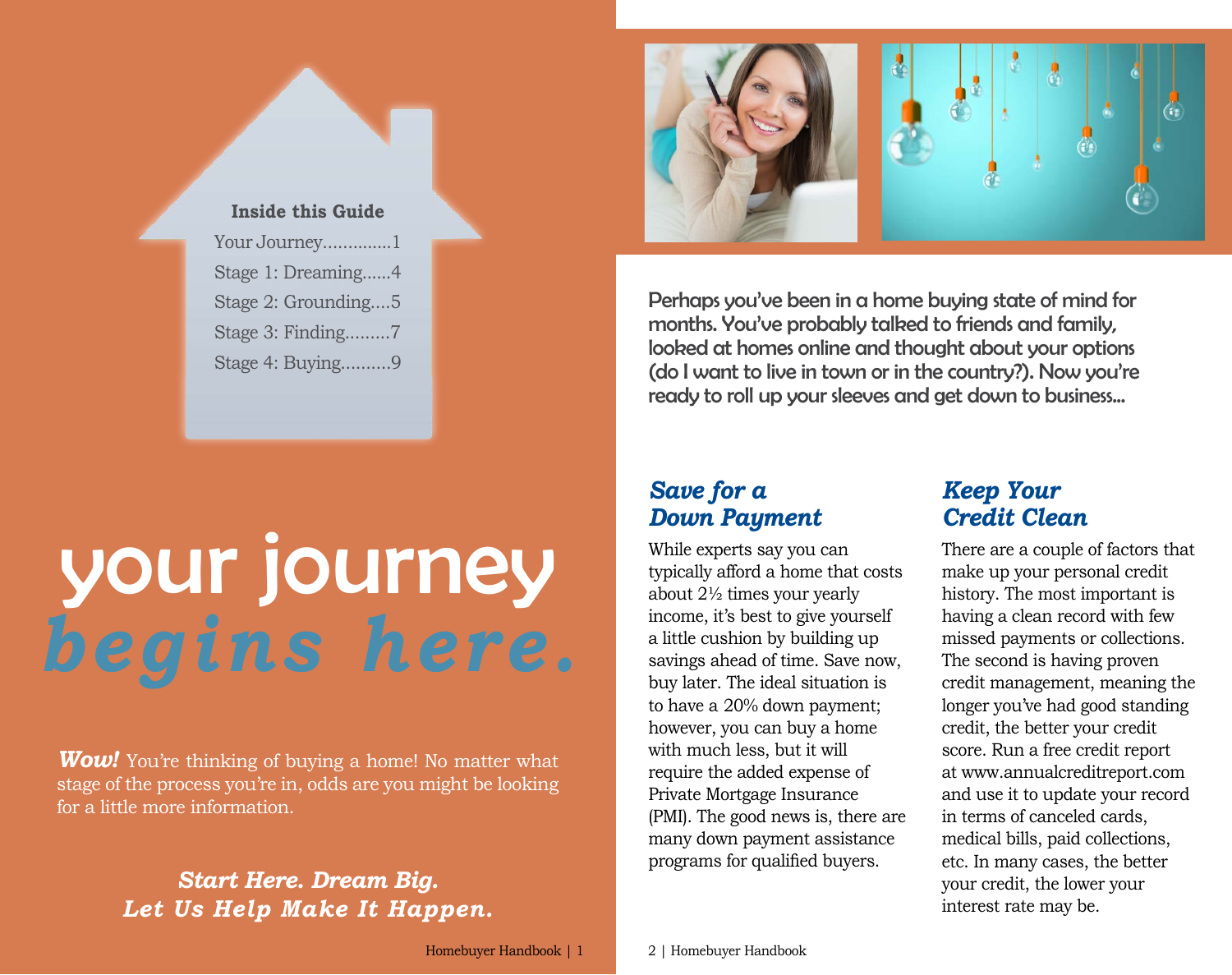**Inside this Guide**

Your Journey.............1
Stage 1: Dreaming......4
Stage 2: Grounding....5
Stage 3: Finding.........7
Stage 4: Buying.........9

# your journey *begins here.*

***Wow!*** You're thinking of buying a home! No matter what stage of the process you're in, odds are you might be looking for a little more information.

***Start Here. Dream Big. Let Us Help Make It Happen.***

Perhaps you've been in a home buying state of mind for months. You've probably talked to friends and family, looked at homes online and thought about your options (do I want to live in town or in the country?). Now you're ready to roll up your sleeves and get down to business...

## *Save for a Down Payment*

While experts say you can typically afford a home that costs about 2½ times your yearly income, it's best to give yourself a little cushion by building up savings ahead of time. Save now, buy later. The ideal situation is to have a 20% down payment; however, you can buy a home with much less, but it will require the added expense of Private Mortgage Insurance (PMI). The good news is, there are many down payment assistance programs for qualified buyers.

## *Keep Your Credit Clean*

There are a couple of factors that make up your personal credit history. The most important is having a clean record with few missed payments or collections. The second is having proven credit management, meaning the longer you've had good standing credit, the better your credit score. Run a free credit report at www.annualcreditreport.com and use it to update your record in terms of canceled cards, medical bills, paid collections, etc. In many cases, the better your credit, the lower your interest rate may be.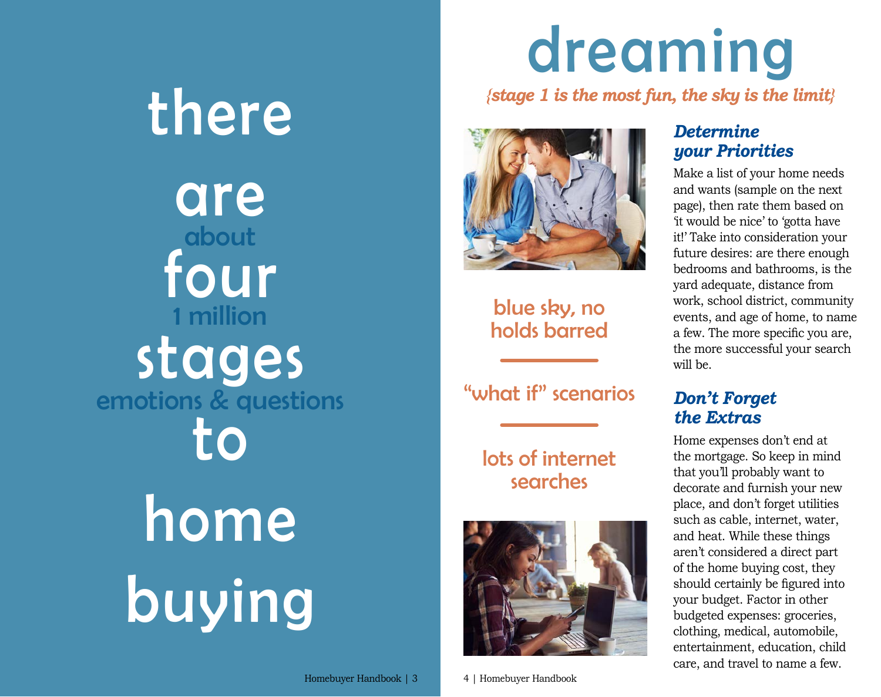# there are ~~four~~ stages to home buying

about 1 million emotions & questions

# dreaming

*{stage 1 is the most fun, the sky is the limit}*

blue sky, no holds barred

"what if" scenarios

lots of internet searches

### *Determine your Priorities*

Make a list of your home needs and wants (sample on the next page), then rate them based on 'it would be nice' to 'gotta have it!' Take into consideration your future desires: are there enough bedrooms and bathrooms, is the yard adequate, distance from work, school district, community events, and age of home, to name a few. The more specific you are, the more successful your search will be.

### *Don't Forget the Extras*

Home expenses don't end at the mortgage. So keep in mind that you'll probably want to decorate and furnish your new place, and don't forget utilities such as cable, internet, water, and heat. While these things aren't considered a direct part of the home buying cost, they should certainly be figured into your budget. Factor in other budgeted expenses: groceries, clothing, medical, automobile, entertainment, education, child care, and travel to name a few.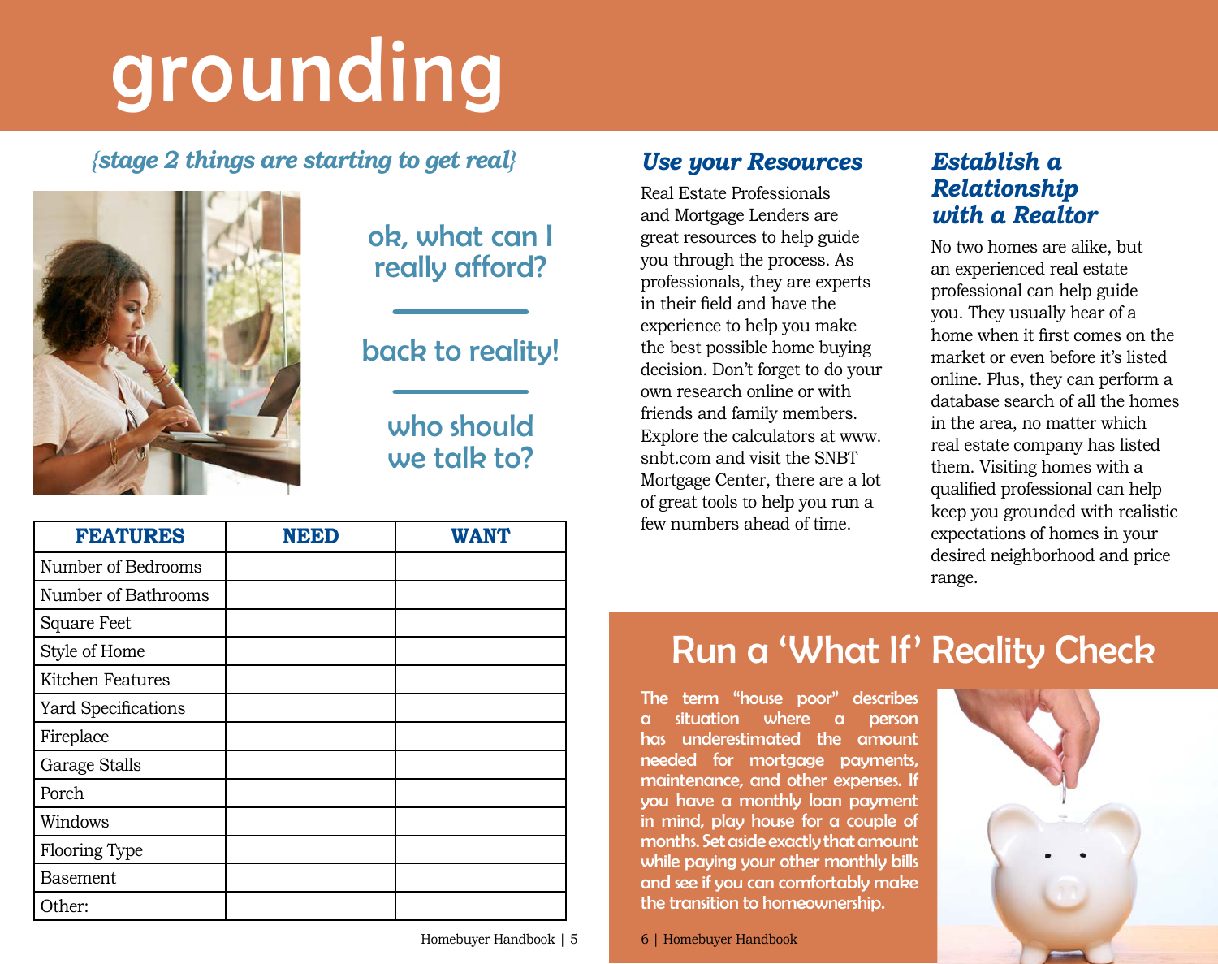# grounding

*{stage 2 things are starting to get real}*

ok, what can I really afford?

back to reality!

who should we talk to?

| FEATURES | NEED | WANT |
|---|---|---|
| Number of Bedrooms | | |
| Number of Bathrooms | | |
| Square Feet | | |
| Style of Home | | |
| Kitchen Features | | |
| Yard Specifications | | |
| Fireplace | | |
| Garage Stalls | | |
| Porch | | |
| Windows | | |
| Flooring Type | | |
| Basement | | |
| Other: | | |

## Use your Resources

Real Estate Professionals and Mortgage Lenders are great resources to help guide you through the process. As professionals, they are experts in their field and have the experience to help you make the best possible home buying decision. Don't forget to do your own research online or with friends and family members. Explore the calculators at www.snbt.com and visit the SNBT Mortgage Center, there are a lot of great tools to help you run a few numbers ahead of time.

## Establish a Relationship with a Realtor

No two homes are alike, but an experienced real estate professional can help guide you. They usually hear of a home when it first comes on the market or even before it's listed online. Plus, they can perform a database search of all the homes in the area, no matter which real estate company has listed them. Visiting homes with a qualified professional can help keep you grounded with realistic expectations of homes in your desired neighborhood and price range.

## Run a 'What If' Reality Check

The term "house poor" describes a situation where a person has underestimated the amount needed for mortgage payments, maintenance, and other expenses. If you have a monthly loan payment in mind, play house for a couple of months. Set aside exactly that amount while paying your other monthly bills and see if you can comfortably make the transition to homeownership.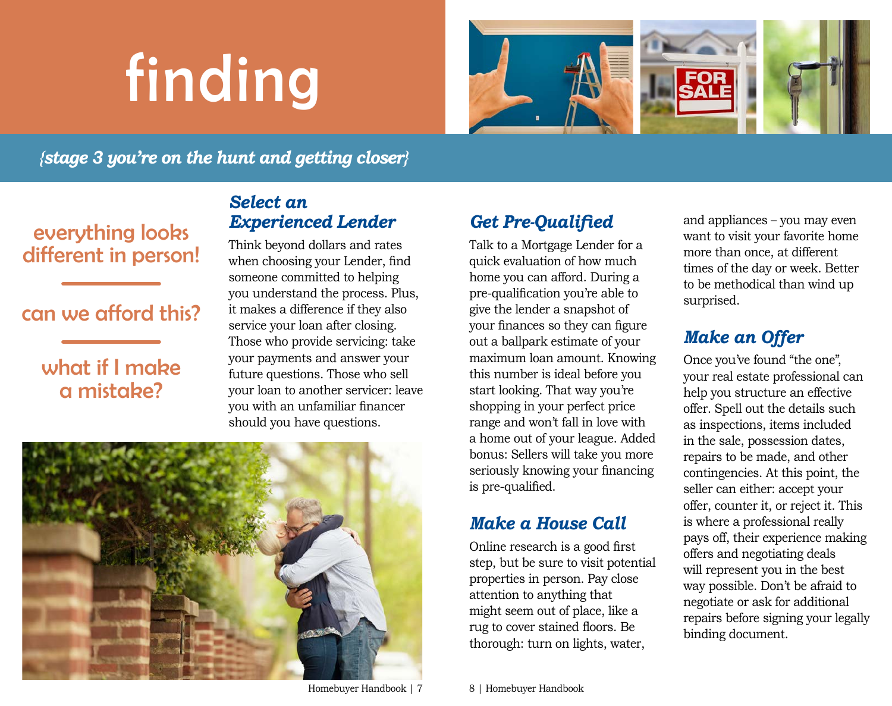# finding

*{stage 3 you're on the hunt and getting closer}*

everything looks different in person!

can we afford this?

what if I make a mistake?

### *Select an Experienced Lender*

Think beyond dollars and rates when choosing your Lender, find someone committed to helping you understand the process. Plus, it makes a difference if they also service your loan after closing. Those who provide servicing: take your payments and answer your future questions. Those who sell your loan to another servicer: leave you with an unfamiliar financer should you have questions.

### *Get Pre-Qualified*

Talk to a Mortgage Lender for a quick evaluation of how much home you can afford. During a pre-qualification you're able to give the lender a snapshot of your finances so they can figure out a ballpark estimate of your maximum loan amount. Knowing this number is ideal before you start looking. That way you're shopping in your perfect price range and won't fall in love with a home out of your league. Added bonus: Sellers will take you more seriously knowing your financing is pre-qualified.

### *Make a House Call*

Online research is a good first step, but be sure to visit potential properties in person. Pay close attention to anything that might seem out of place, like a rug to cover stained floors. Be thorough: turn on lights, water, and appliances – you may even want to visit your favorite home more than once, at different times of the day or week. Better to be methodical than wind up surprised.

### *Make an Offer*

Once you've found "the one", your real estate professional can help you structure an effective offer. Spell out the details such as inspections, items included in the sale, possession dates, repairs to be made, and other contingencies. At this point, the seller can either: accept your offer, counter it, or reject it. This is where a professional really pays off, their experience making offers and negotiating deals will represent you in the best way possible. Don't be afraid to negotiate or ask for additional repairs before signing your legally binding document.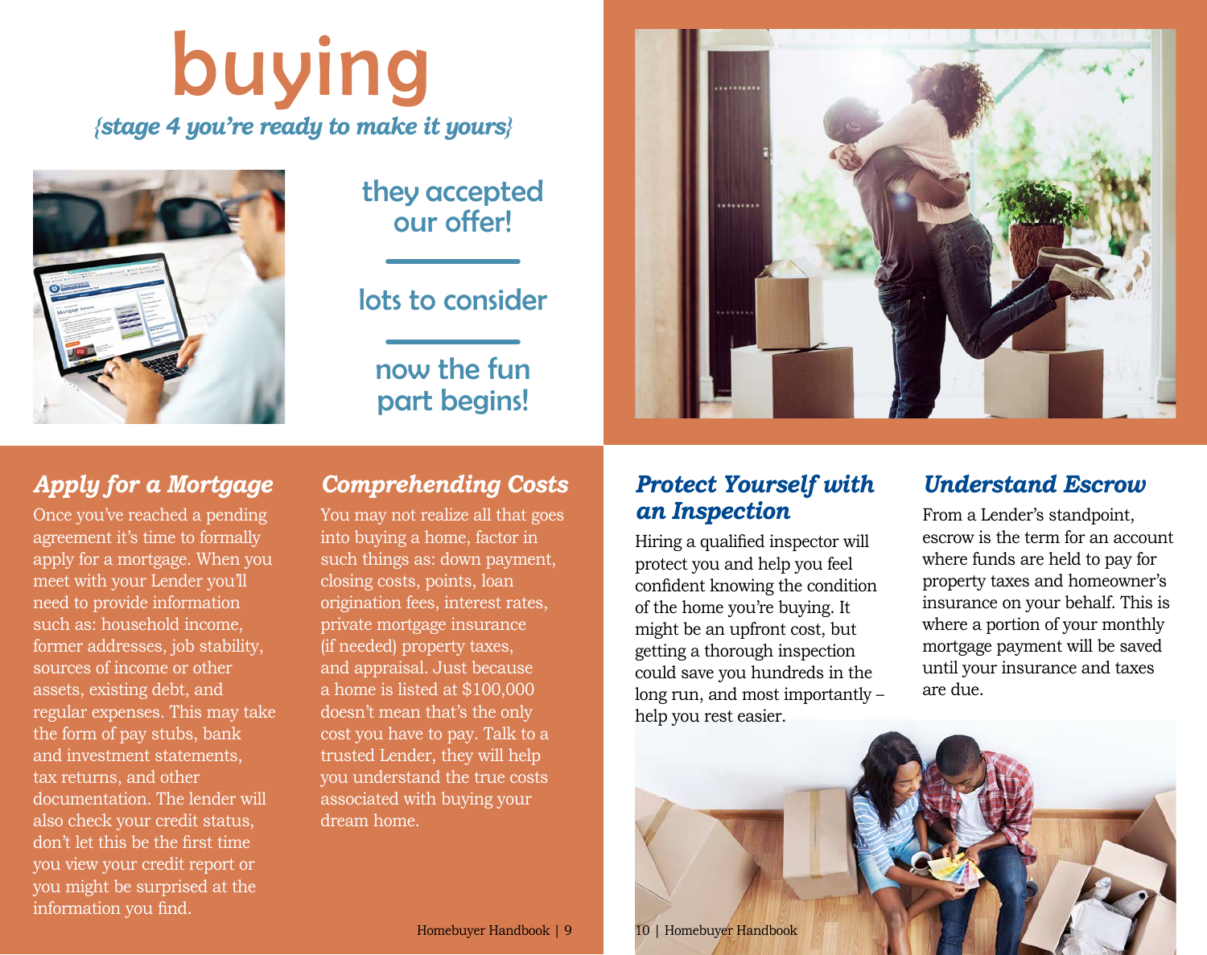# buying

*{stage 4 you're ready to make it yours}*

they accepted our offer!

lots to consider

now the fun part begins!

## *Apply for a Mortgage*

Once you've reached a pending agreement it's time to formally apply for a mortgage. When you meet with your Lender you'll need to provide information such as: household income, former addresses, job stability, sources of income or other assets, existing debt, and regular expenses. This may take the form of pay stubs, bank and investment statements, tax returns, and other documentation. The lender will also check your credit status, don't let this be the first time you view your credit report or you might be surprised at the information you find.

## *Comprehending Costs*

You may not realize all that goes into buying a home, factor in such things as: down payment, closing costs, points, loan origination fees, interest rates, private mortgage insurance (if needed) property taxes, and appraisal. Just because a home is listed at $100,000 doesn't mean that's the only cost you have to pay. Talk to a trusted Lender, they will help you understand the true costs associated with buying your dream home.

## *Protect Yourself with an Inspection*

Hiring a qualified inspector will protect you and help you feel confident knowing the condition of the home you're buying. It might be an upfront cost, but getting a thorough inspection could save you hundreds in the long run, and most importantly – help you rest easier.

## *Understand Escrow*

From a Lender's standpoint, escrow is the term for an account where funds are held to pay for property taxes and homeowner's insurance on your behalf. This is where a portion of your monthly mortgage payment will be saved until your insurance and taxes are due.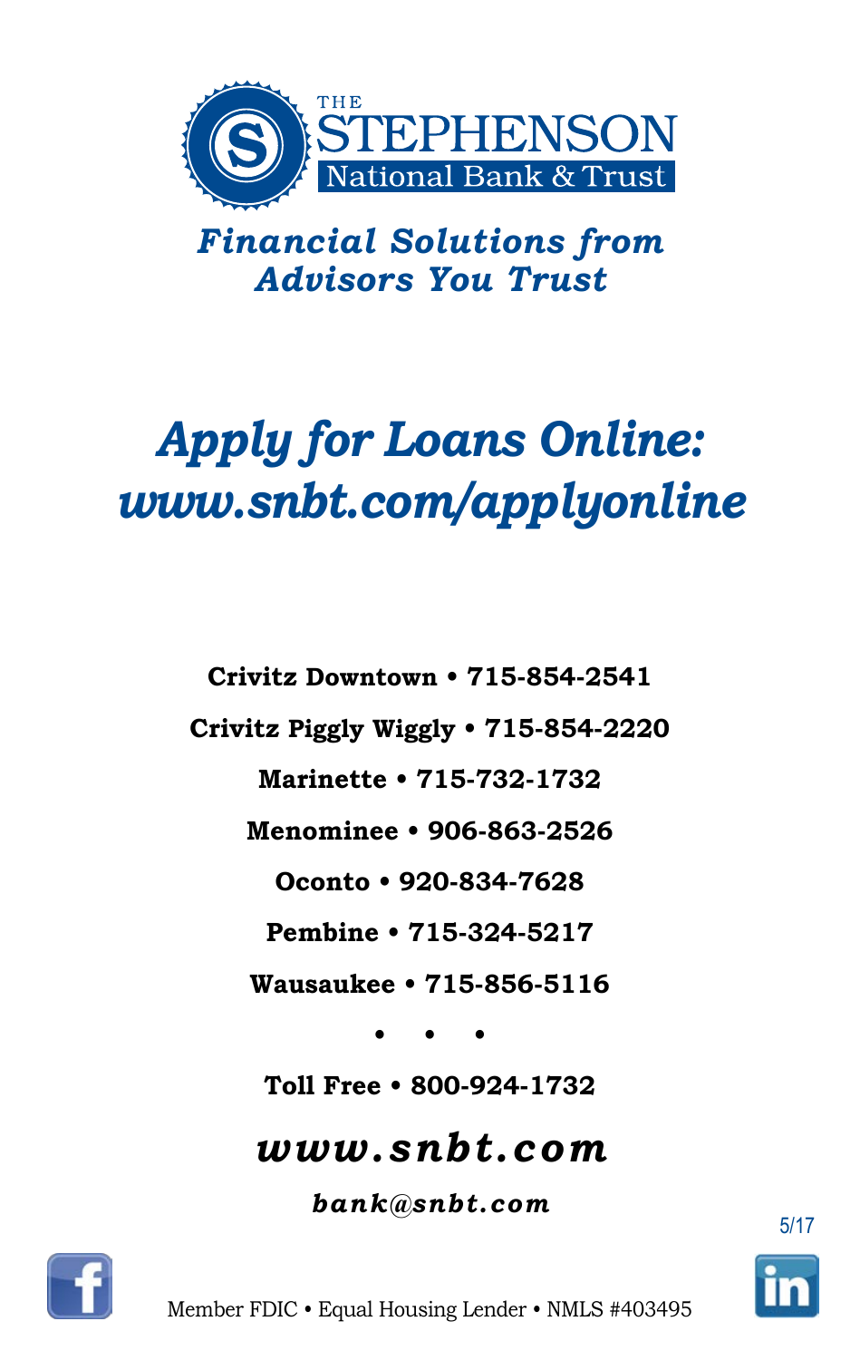THE STEPHENSON

National Bank & Trust

*Financial Solutions from Advisors You Trust*

# *Apply for Loans Online: www.snbt.com/applyonline*

**Crivitz Downtown • 715-854-2541**

**Crivitz Piggly Wiggly • 715-854-2220**

**Marinette • 715-732-1732**

**Menominee • 906-863-2526**

**Oconto • 920-834-7628**

**Pembine • 715-324-5217**

**Wausaukee • 715-856-5116**

• • •

**Toll Free • 800-924-1732**

***www.snbt.com***

***bank@snbt.com***

5/17

Member FDIC • Equal Housing Lender • NMLS #403495